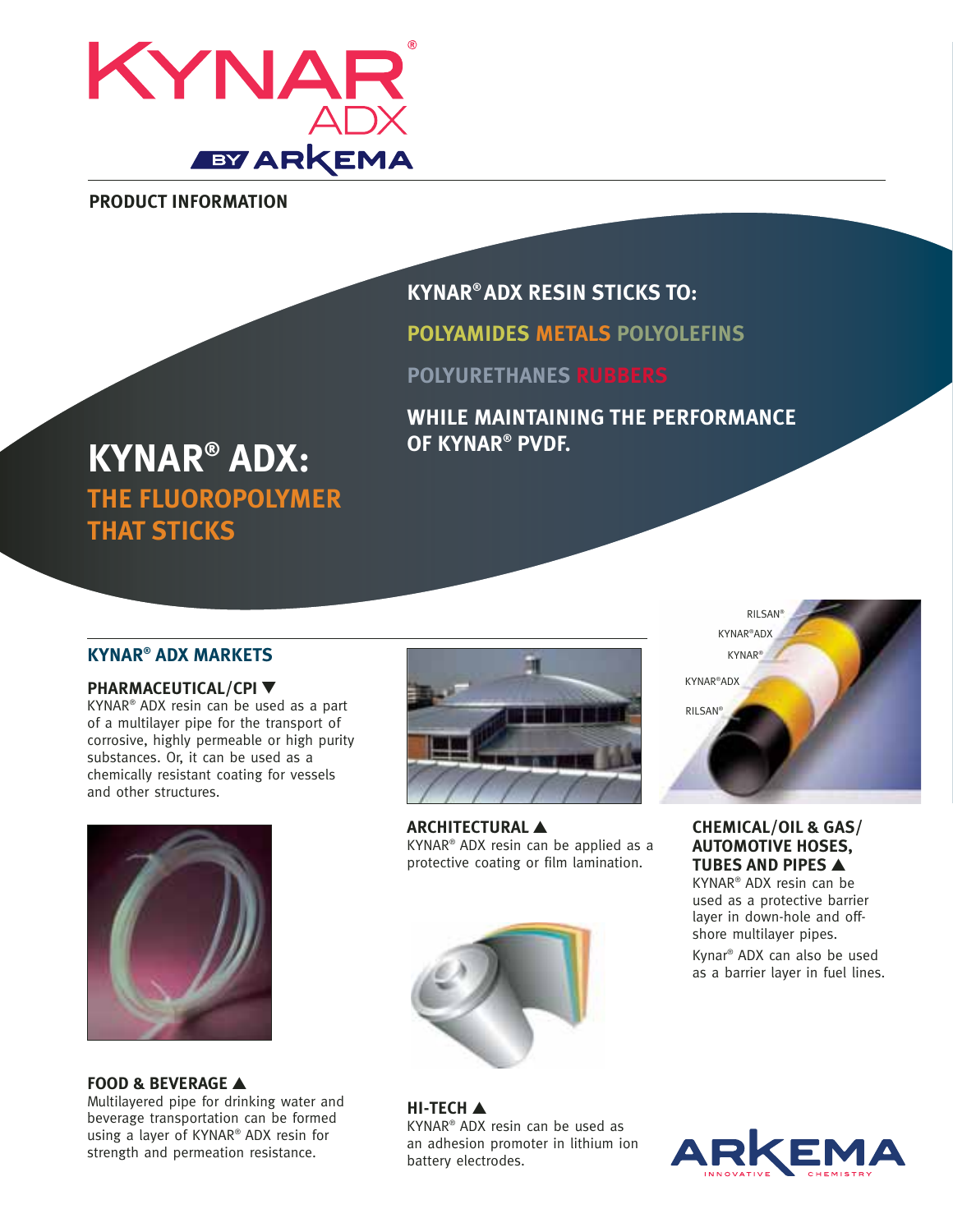# KYNAR® ADX BY ARKEMA

**PRODUCT INFORMATION**

## KYNAR® ADX RESIN STICKS TO:

**POLYAMIDES METALS POLYOLEFINS**

**POLYURETHANES RUBBERS**

**WHILE MAINTAINING THE PERFORMANCE OF KYNAR® PVDF.**

# KYNAR® ADX: THE FLUOROPOLYMER THAT STICKS

## KYNAR® ADX MARKETS

### PHARMACEUTICAL/CPI ▼

KYNAR® ADX resin can be used as a part of a multilayer pipe for the transport of corrosive, highly permeable or high purity substances. Or, it can be used as a chemically resistant coating for vessels and other structures.

### FOOD & BEVERAGE ▲

Multilayered pipe for drinking water and beverage transportation can be formed using a layer of KYNAR® ADX resin for strength and permeation resistance.

### ARCHITECTURAL ▲

KYNAR® ADX resin can be applied as a protective coating or film lamination.

### HI-TECH ▲

KYNAR® ADX resin can be used as an adhesion promoter in lithium ion battery electrodes.

RILSAN®
KYNAR®ADX
KYNAR®
KYNAR®ADX
RILSAN®

### CHEMICAL/OIL & GAS/ AUTOMOTIVE HOSES, TUBES AND PIPES ▲

KYNAR® ADX resin can be used as a protective barrier layer in down-hole and off-shore multilayer pipes.

Kynar® ADX can also be used as a barrier layer in fuel lines.

ARKEMA
INNOVATIVE CHEMISTRY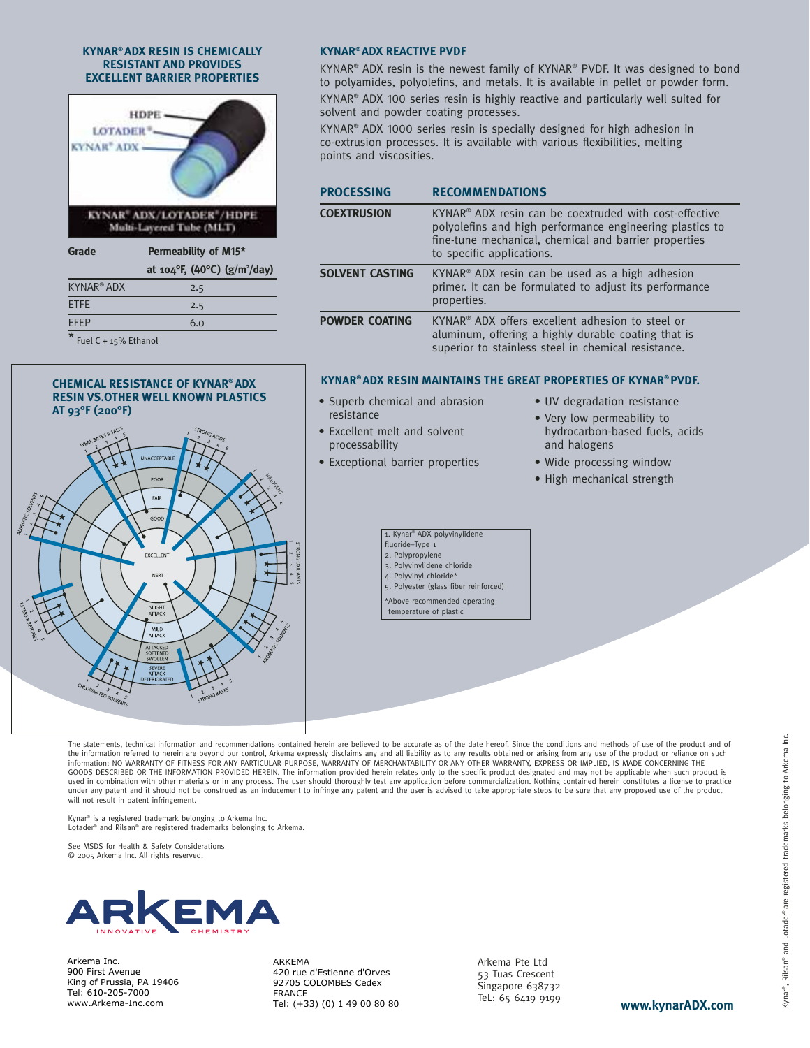## KYNAR® ADX RESIN IS CHEMICALLY RESISTANT AND PROVIDES EXCELLENT BARRIER PROPERTIES

HDPE
LOTADER®
KYNAR® ADX

KYNAR® ADX/LOTADER®/HDPE Multi-Layered Tube (MLT)

| Grade | Permeability of M15* at 104°F, (40°C) ($g/m^2$/day) |
|---|---|
| KYNAR® ADX | 2.5 |
| ETFE | 2.5 |
| EFEP | 6.0 |

* Fuel C + 15% Ethanol

## CHEMICAL RESISTANCE OF KYNAR® ADX RESIN VS.OTHER WELL KNOWN PLASTICS AT 93°F (200°F)

WEAK BASES & SALTS 1 2 3 4 5
STRONG ACIDS 1 2 3 4 5
HALOGENS 1 2 3 4 5
STRONG OXIDANTS 1 2 3 4 5
AROMATIC SOLVENTS 1 2 3 4 5
STRONG BASES 1 2 3 4 5
CHLORINATED SOLVENTS 1 2 3 4 5
ESTERS & KETONES 1 2 3 4 5
ALIPHATIC SOLVENTS 1 2 3 4 5

UNACCEPTABLE
POOR
FAIR
GOOD
EXCELLENT
INERT
SLIGHT ATTACK
MILD ATTACK
ATTACKED SOFTENED SWOLLEN
SEVERE ATTACK DETERIORATED

1. Kynar® ADX polyvinylidene fluoride–Type 1
2. Polypropylene
3. Polyvinylidene chloride
4. Polyvinyl chloride*
5. Polyester (glass fiber reinforced)

*Above recommended operating temperature of plastic

## KYNAR® ADX REACTIVE PVDF

KYNAR® ADX resin is the newest family of KYNAR® PVDF. It was designed to bond to polyamides, polyolefins, and metals. It is available in pellet or powder form.

KYNAR® ADX 100 series resin is highly reactive and particularly well suited for solvent and powder coating processes.

KYNAR® ADX 1000 series resin is specially designed for high adhesion in co-extrusion processes. It is available with various flexibilities, melting points and viscosities.

| PROCESSING | RECOMMENDATIONS |
|---|---|
| COEXTRUSION | KYNAR® ADX resin can be coextruded with cost-effective polyolefins and high performance engineering plastics to fine-tune mechanical, chemical and barrier properties to specific applications. |
| SOLVENT CASTING | KYNAR® ADX resin can be used as a high adhesion primer. It can be formulated to adjust its performance properties. |
| POWDER COATING | KYNAR® ADX offers excellent adhesion to steel or aluminum, offering a highly durable coating that is superior to stainless steel in chemical resistance. |

## KYNAR® ADX RESIN MAINTAINS THE GREAT PROPERTIES OF KYNAR® PVDF.

- Superb chemical and abrasion resistance
- Excellent melt and solvent processability
- Exceptional barrier properties
- UV degradation resistance
- Very low permeability to hydrocarbon-based fuels, acids and halogens
- Wide processing window
- High mechanical strength

The statements, technical information and recommendations contained herein are believed to be accurate as of the date hereof. Since the conditions and methods of use of the product and of the information referred to herein are beyond our control, Arkema expressly disclaims any and all liability as to any results obtained or arising from any use of the product or reliance on such information; NO WARRANTY OF FITNESS FOR ANY PARTICULAR PURPOSE, WARRANTY OF MERCHANTABILITY OR ANY OTHER WARRANTY, EXPRESS OR IMPLIED, IS MADE CONCERNING THE GOODS DESCRIBED OR THE INFORMATION PROVIDED HEREIN. The information provided herein relates only to the specific product designated and may not be applicable when such product is used in combination with other materials or in any process. The user should thoroughly test any application before commercialization. Nothing contained herein constitutes a license to practice under any patent and it should not be construed as an inducement to infringe any patent and the user is advised to take appropriate steps to be sure that any proposed use of the product will not result in patent infringement.

Kynar® is a registered trademark belonging to Arkema Inc.
Lotader® and Rilsan® are registered trademarks belonging to Arkema.

See MSDS for Health & Safety Considerations
© 2005 Arkema Inc. All rights reserved.

ARKEMA
INNOVATIVE CHEMISTRY

Arkema Inc.
900 First Avenue
King of Prussia, PA 19406
Tel: 610-205-7000
www.Arkema-Inc.com

ARKEMA
420 rue d'Estienne d'Orves
92705 COLOMBES Cedex
FRANCE
Tel: (+33) (0) 1 49 00 80 80

Arkema Pte Ltd
53 Tuas Crescent
Singapore 638732
TeL: 65 6419 9199

www.kynarADX.com

Kynar®, Rilsan® and Lotader® are registered trademarks belonging to Arkema Inc.